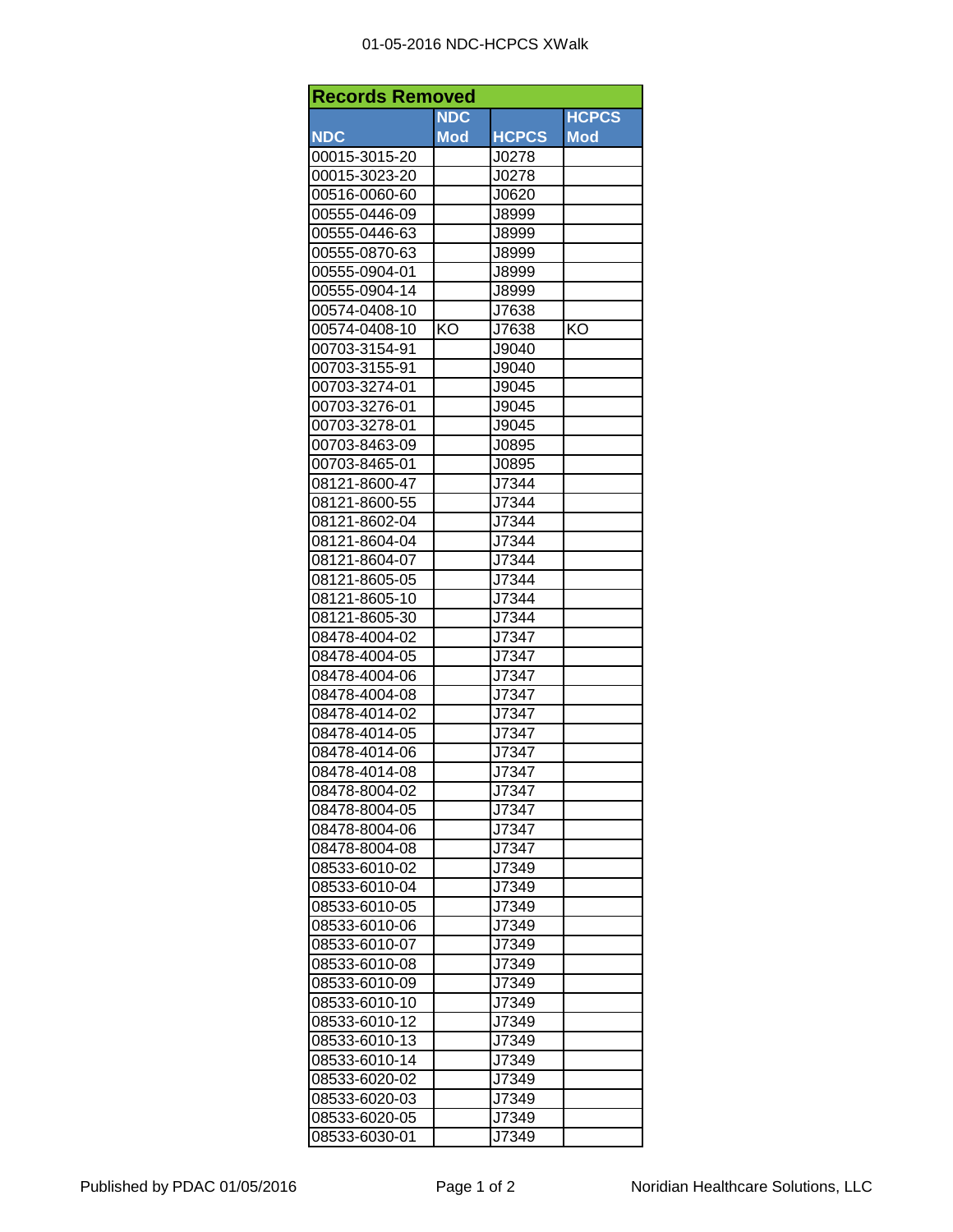# 01-05-2016 NDC-HCPCS XWalk

| Records Removed | | | |
|---|---|---|---|
| NDC | NDC Mod | HCPCS | HCPCS Mod |
| 00015-3015-20 | | J0278 | |
| 00015-3023-20 | | J0278 | |
| 00516-0060-60 | | J0620 | |
| 00555-0446-09 | | J8999 | |
| 00555-0446-63 | | J8999 | |
| 00555-0870-63 | | J8999 | |
| 00555-0904-01 | | J8999 | |
| 00555-0904-14 | | J8999 | |
| 00574-0408-10 | | J7638 | |
| 00574-0408-10 | KO | J7638 | KO |
| 00703-3154-91 | | J9040 | |
| 00703-3155-91 | | J9040 | |
| 00703-3274-01 | | J9045 | |
| 00703-3276-01 | | J9045 | |
| 00703-3278-01 | | J9045 | |
| 00703-8463-09 | | J0895 | |
| 00703-8465-01 | | J0895 | |
| 08121-8600-47 | | J7344 | |
| 08121-8600-55 | | J7344 | |
| 08121-8602-04 | | J7344 | |
| 08121-8604-04 | | J7344 | |
| 08121-8604-07 | | J7344 | |
| 08121-8605-05 | | J7344 | |
| 08121-8605-10 | | J7344 | |
| 08121-8605-30 | | J7344 | |
| 08478-4004-02 | | J7347 | |
| 08478-4004-05 | | J7347 | |
| 08478-4004-06 | | J7347 | |
| 08478-4004-08 | | J7347 | |
| 08478-4014-02 | | J7347 | |
| 08478-4014-05 | | J7347 | |
| 08478-4014-06 | | J7347 | |
| 08478-4014-08 | | J7347 | |
| 08478-8004-02 | | J7347 | |
| 08478-8004-05 | | J7347 | |
| 08478-8004-06 | | J7347 | |
| 08478-8004-08 | | J7347 | |
| 08533-6010-02 | | J7349 | |
| 08533-6010-04 | | J7349 | |
| 08533-6010-05 | | J7349 | |
| 08533-6010-06 | | J7349 | |
| 08533-6010-07 | | J7349 | |
| 08533-6010-08 | | J7349 | |
| 08533-6010-09 | | J7349 | |
| 08533-6010-10 | | J7349 | |
| 08533-6010-12 | | J7349 | |
| 08533-6010-13 | | J7349 | |
| 08533-6010-14 | | J7349 | |
| 08533-6020-02 | | J7349 | |
| 08533-6020-03 | | J7349 | |
| 08533-6020-05 | | J7349 | |
| 08533-6030-01 | | J7349 | |

Published by PDAC 01/05/2016 Noridian Healthcare Solutions, LLC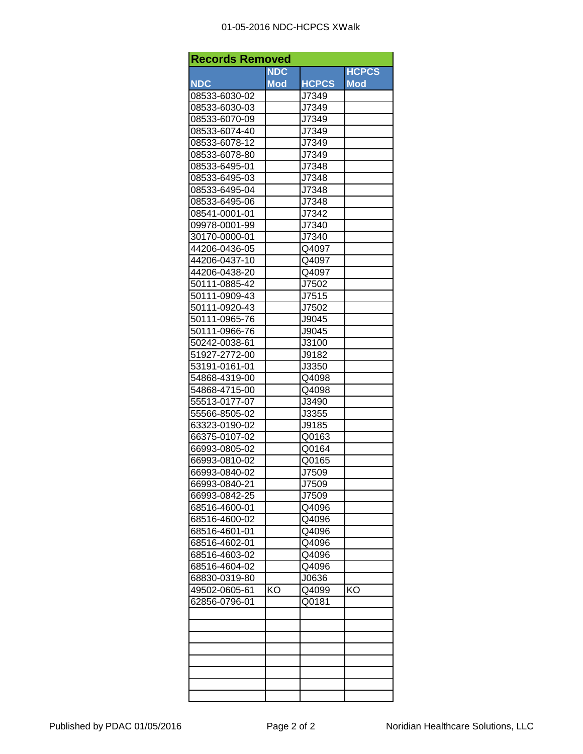## Records Removed

| NDC | NDC Mod | HCPCS | HCPCS Mod |
|---|---|---|---|
| 08533-6030-02 | | J7349 | |
| 08533-6030-03 | | J7349 | |
| 08533-6070-09 | | J7349 | |
| 08533-6074-40 | | J7349 | |
| 08533-6078-12 | | J7349 | |
| 08533-6078-80 | | J7349 | |
| 08533-6495-01 | | J7348 | |
| 08533-6495-03 | | J7348 | |
| 08533-6495-04 | | J7348 | |
| 08533-6495-06 | | J7348 | |
| 08541-0001-01 | | J7342 | |
| 09978-0001-99 | | J7340 | |
| 30170-0000-01 | | J7340 | |
| 44206-0436-05 | | Q4097 | |
| 44206-0437-10 | | Q4097 | |
| 44206-0438-20 | | Q4097 | |
| 50111-0885-42 | | J7502 | |
| 50111-0909-43 | | J7515 | |
| 50111-0920-43 | | J7502 | |
| 50111-0965-76 | | J9045 | |
| 50111-0966-76 | | J9045 | |
| 50242-0038-61 | | J3100 | |
| 51927-2772-00 | | J9182 | |
| 53191-0161-01 | | J3350 | |
| 54868-4319-00 | | Q4098 | |
| 54868-4715-00 | | Q4098 | |
| 55513-0177-07 | | J3490 | |
| 55566-8505-02 | | J3355 | |
| 63323-0190-02 | | J9185 | |
| 66375-0107-02 | | Q0163 | |
| 66993-0805-02 | | Q0164 | |
| 66993-0810-02 | | Q0165 | |
| 66993-0840-02 | | J7509 | |
| 66993-0840-21 | | J7509 | |
| 66993-0842-25 | | J7509 | |
| 68516-4600-01 | | Q4096 | |
| 68516-4600-02 | | Q4096 | |
| 68516-4601-01 | | Q4096 | |
| 68516-4602-01 | | Q4096 | |
| 68516-4603-02 | | Q4096 | |
| 68516-4604-02 | | Q4096 | |
| 68830-0319-80 | | J0636 | |
| 49502-0605-61 | KO | Q4099 | KO |
| 62856-0796-01 | | Q0181 | |